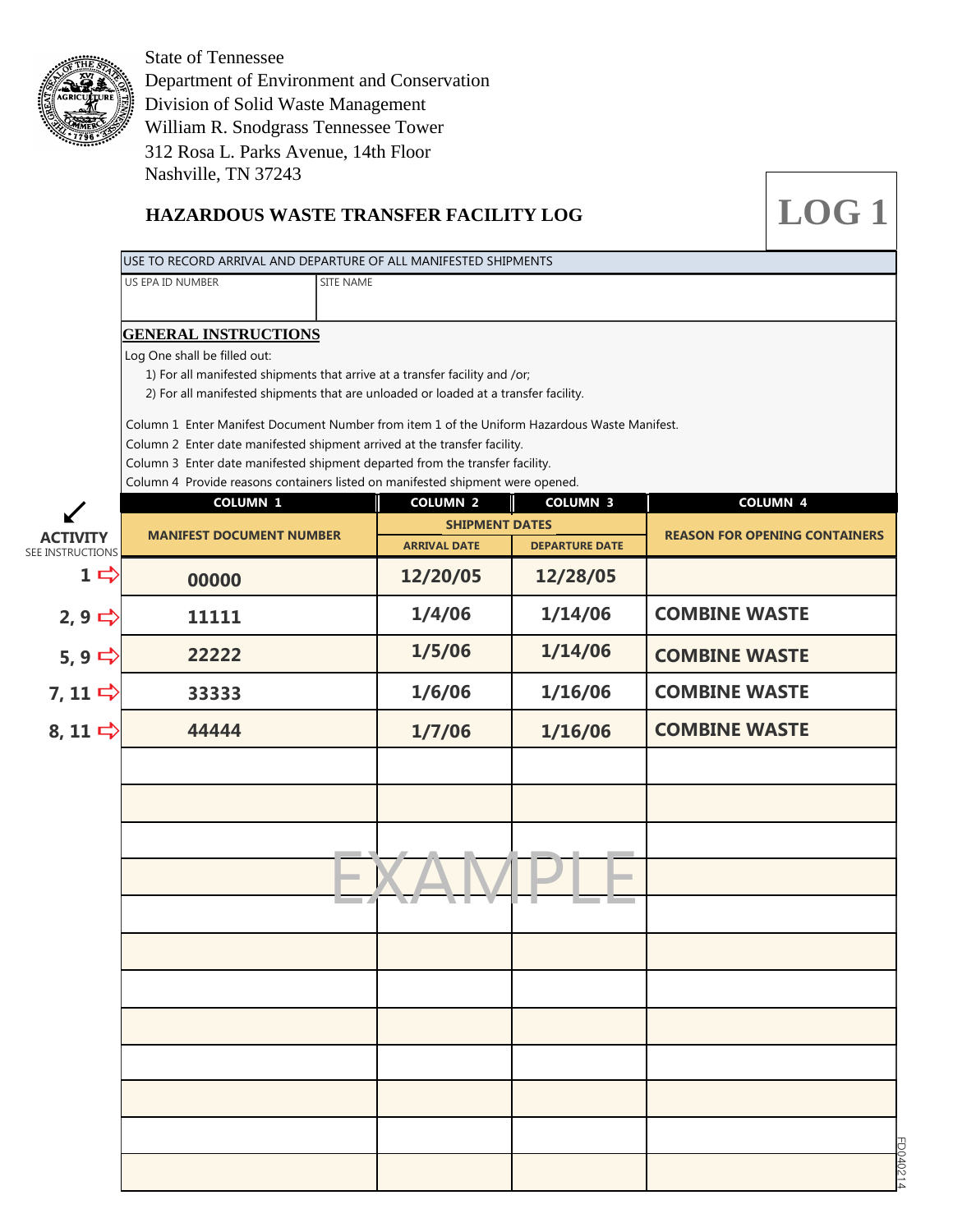State of Tennessee
Department of Environment and Conservation
Division of Solid Waste Management
William R. Snodgrass Tennessee Tower
312 Rosa L. Parks Avenue, 14th Floor
Nashville, TN 37243

# HAZARDOUS WASTE TRANSFER FACILITY LOG

# LOG 1

USE TO RECORD ARRIVAL AND DEPARTURE OF ALL MANIFESTED SHIPMENTS

| US EPA ID NUMBER | SITE NAME |
|---|---|
| | |

## GENERAL INSTRUCTIONS

Log One shall be filled out:

1) For all manifested shipments that arrive at a transfer facility and /or;
2) For all manifested shipments that are unloaded or loaded at a transfer facility.

Column 1 Enter Manifest Document Number from item 1 of the Uniform Hazardous Waste Manifest.
Column 2 Enter date manifested shipment arrived at the transfer facility.
Column 3 Enter date manifested shipment departed from the transfer facility.
Column 4 Provide reasons containers listed on manifested shipment were opened.

| ACTIVITY (SEE INSTRUCTIONS) | COLUMN 1 | COLUMN 2 | COLUMN 3 | COLUMN 4 |
|---|---|---|---|---|
| | MANIFEST DOCUMENT NUMBER | SHIPMENT DATES | | REASON FOR OPENING CONTAINERS |
| | | ARRIVAL DATE | DEPARTURE DATE | |
| 1 | 00000 | 12/20/05 | 12/28/05 | |
| 2, 9 | 11111 | 1/4/06 | 1/14/06 | COMBINE WASTE |
| 5, 9 | 22222 | 1/5/06 | 1/14/06 | COMBINE WASTE |
| 7, 11 | 33333 | 1/6/06 | 1/16/06 | COMBINE WASTE |
| 8, 11 | 44444 | 1/7/06 | 1/16/06 | COMBINE WASTE |
| | | | | |
| | | | | |
| | | | | |
| | | | | |
| | | | | |
| | | | | |
| | | | | |
| | | | | |
| | | | | |
| | | | | |
| | | | | |
| | | | | |

EXAMPLE

FD040214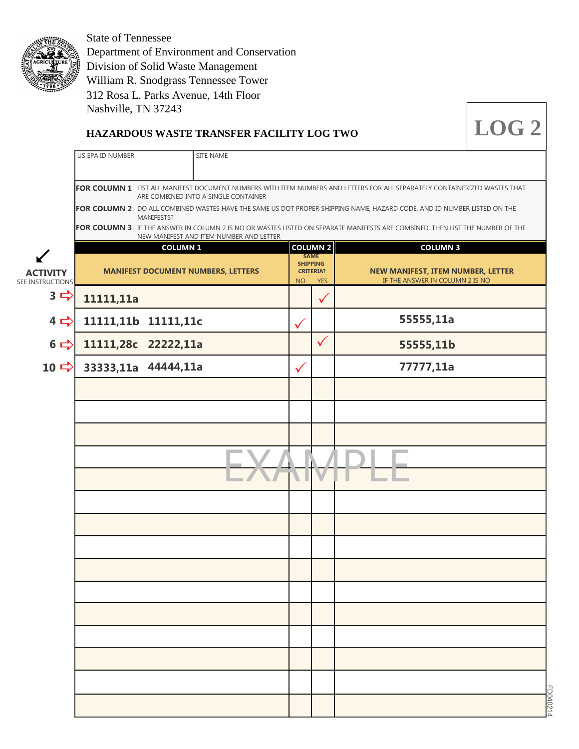State of Tennessee
Department of Environment and Conservation
Division of Solid Waste Management
William R. Snodgrass Tennessee Tower
312 Rosa L. Parks Avenue, 14th Floor
Nashville, TN 37243

# HAZARDOUS WASTE TRANSFER FACILITY LOG TWO

**LOG 2**

| US EPA ID NUMBER | SITE NAME |
|---|---|
| | |

**FOR COLUMN 1** LIST ALL MANIFEST DOCUMENT NUMBERS WITH ITEM NUMBERS AND LETTERS FOR ALL SEPARATELY CONTAINERIZED WASTES THAT ARE COMBINED INTO A SINGLE CONTAINER

**FOR COLUMN 2** DO ALL COMBINED WASTES HAVE THE SAME US DOT PROPER SHIPPING NAME, HAZARD CODE, AND ID NUMBER LISTED ON THE MANIFESTS?

**FOR COLUMN 3** IF THE ANSWER IN COLUMN 2 IS NO OR WASTES LISTED ON SEPARATE MANIFESTS ARE COMBINED, THEN LIST THE NUMBER OF THE NEW MANIFEST AND ITEM NUMBER AND LETTER

| ACTIVITY (SEE INSTRUCTIONS) | COLUMN 1: MANIFEST DOCUMENT NUMBERS, LETTERS | COLUMN 2: SAME SHIPPING CRITERIA? NO | YES | COLUMN 3: NEW MANIFEST, ITEM NUMBER, LETTER (IF THE ANSWER IN COLUMN 2 IS NO) |
|---|---|---|---|---|
| 3 | 11111,11a | | ✓ | |
| 4 | 11111,11b 11111,11c | ✓ | | 55555,11a |
| 6 | 11111,28c 22222,11a | | ✓ | 55555,11b |
| 10 | 33333,11a 44444,11a | ✓ | | 77777,11a |
| | | | | |
| | | | | |
| | | | | |
| | | | | |
| | | | | |
| | | | | |
| | | | | |
| | | | | |
| | | | | |
| | | | | |
| | | | | |
| | | | | |
| | | | | |
| | | | | |
| | | | | |

EXAMPLE

FD040214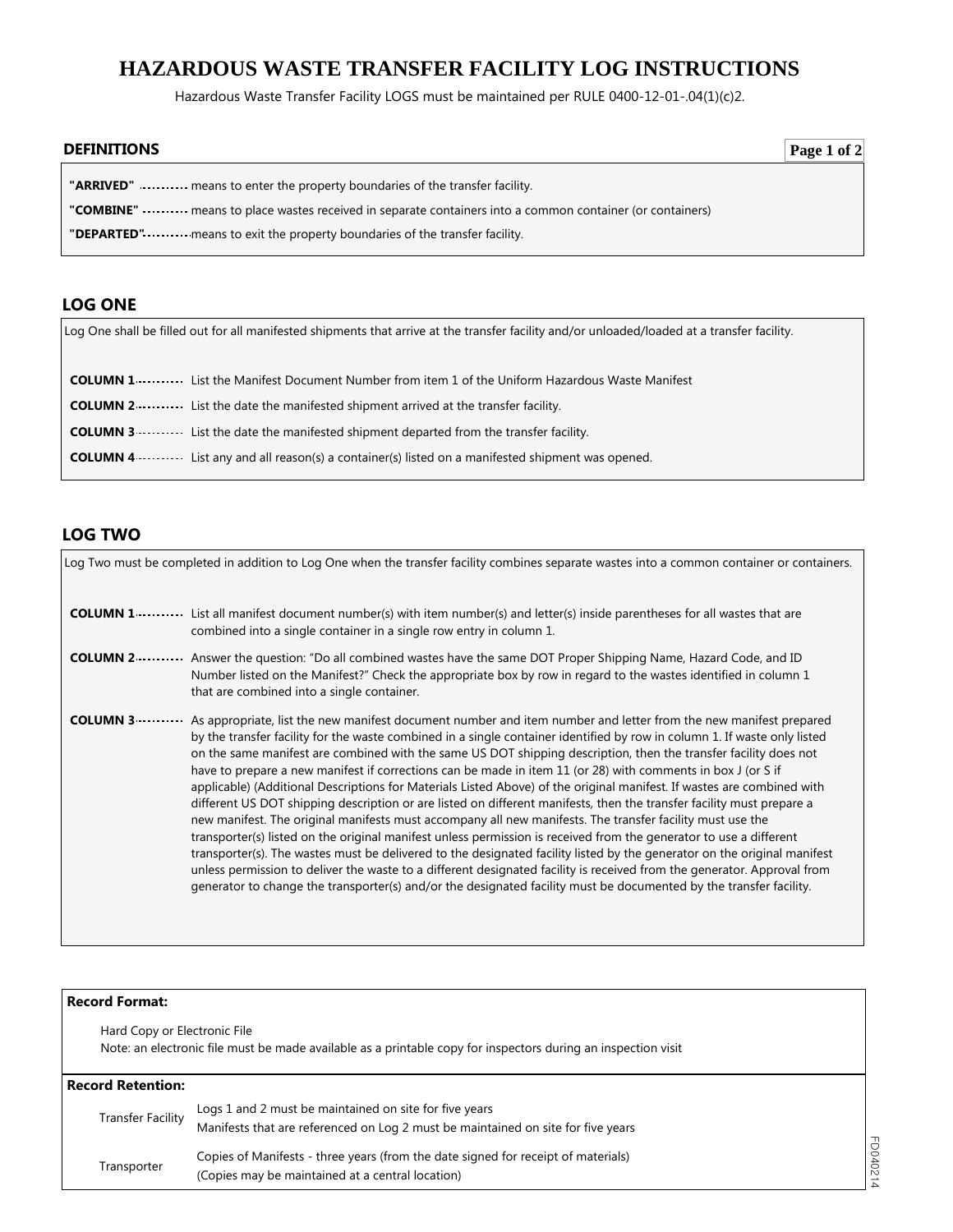# HAZARDOUS WASTE TRANSFER FACILITY LOG INSTRUCTIONS

Hazardous Waste Transfer Facility LOGS must be maintained per RULE 0400-12-01-.04(1)(c)2.

## DEFINITIONS

**"ARRIVED"** ---------- means to enter the property boundaries of the transfer facility.

**"COMBINE"** ---------- means to place wastes received in separate containers into a common container (or containers)

**"DEPARTED"** ---------- means to exit the property boundaries of the transfer facility.

## LOG ONE

Log One shall be filled out for all manifested shipments that arrive at the transfer facility and/or unloaded/loaded at a transfer facility.

**COLUMN 1** ---------- List the Manifest Document Number from item 1 of the Uniform Hazardous Waste Manifest

**COLUMN 2** ---------- List the date the manifested shipment arrived at the transfer facility.

**COLUMN 3** ---------- List the date the manifested shipment departed from the transfer facility.

**COLUMN 4** ---------- List any and all reason(s) a container(s) listed on a manifested shipment was opened.

## LOG TWO

Log Two must be completed in addition to Log One when the transfer facility combines separate wastes into a common container or containers.

**COLUMN 1** ---------- List all manifest document number(s) with item number(s) and letter(s) inside parentheses for all wastes that are combined into a single container in a single row entry in column 1.

**COLUMN 2** ---------- Answer the question: "Do all combined wastes have the same DOT Proper Shipping Name, Hazard Code, and ID Number listed on the Manifest?" Check the appropriate box by row in regard to the wastes identified in column 1 that are combined into a single container.

**COLUMN 3** ---------- As appropriate, list the new manifest document number and item number and letter from the new manifest prepared by the transfer facility for the waste combined in a single container identified by row in column 1. If waste only listed on the same manifest are combined with the same US DOT shipping description, then the transfer facility does not have to prepare a new manifest if corrections can be made in item 11 (or 28) with comments in box J (or S if applicable) (Additional Descriptions for Materials Listed Above) of the original manifest. If wastes are combined with different US DOT shipping description or are listed on different manifests, then the transfer facility must prepare a new manifest. The original manifests must accompany all new manifests. The transfer facility must use the transporter(s) listed on the original manifest unless permission is received from the generator to use a different transporter(s). The wastes must be delivered to the designated facility listed by the generator on the original manifest unless permission to deliver the waste to a different designated facility is received from the generator. Approval from generator to change the transporter(s) and/or the designated facility must be documented by the transfer facility.

**Record Format:**

Hard Copy or Electronic File
Note: an electronic file must be made available as a printable copy for inspectors during an inspection visit

**Record Retention:**

| | |
|---|---|
| Transfer Facility | Logs 1 and 2 must be maintained on site for five years<br>Manifests that are referenced on Log 2 must be maintained on site for five years |
| Transporter | Copies of Manifests - three years (from the date signed for receipt of materials)<br>(Copies may be maintained at a central location) |

FD040214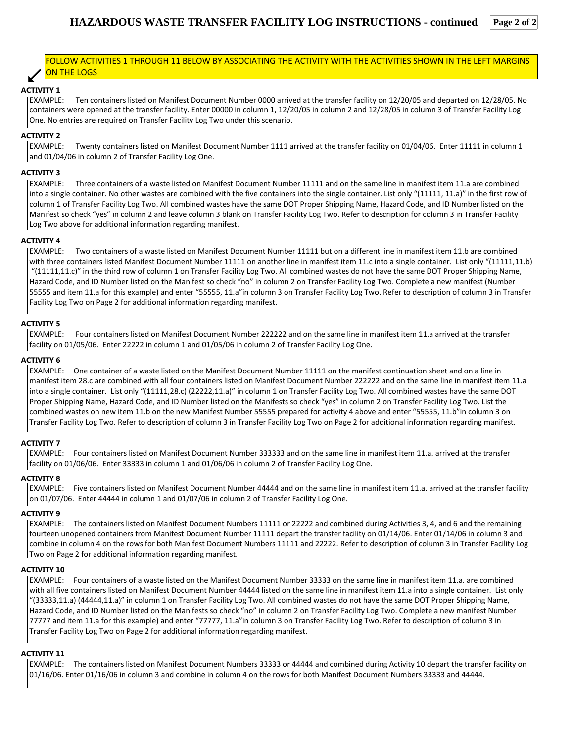# HAZARDOUS WASTE TRANSFER FACILITY LOG INSTRUCTIONS - continued

FOLLOW ACTIVITIES 1 THROUGH 11 BELOW BY ASSOCIATING THE ACTIVITY WITH THE ACTIVITIES SHOWN IN THE LEFT MARGINS ON THE LOGS

**ACTIVITY 1**

EXAMPLE: Ten containers listed on Manifest Document Number 0000 arrived at the transfer facility on 12/20/05 and departed on 12/28/05. No containers were opened at the transfer facility. Enter 00000 in column 1, 12/20/05 in column 2 and 12/28/05 in column 3 of Transfer Facility Log One. No entries are required on Transfer Facility Log Two under this scenario.

**ACTIVITY 2**

EXAMPLE: Twenty containers listed on Manifest Document Number 1111 arrived at the transfer facility on 01/04/06. Enter 11111 in column 1 and 01/04/06 in column 2 of Transfer Facility Log One.

**ACTIVITY 3**

EXAMPLE: Three containers of a waste listed on Manifest Document Number 11111 and on the same line in manifest item 11.a are combined into a single container. No other wastes are combined with the five containers into the single container. List only "(11111, 11.a)" in the first row of column 1 of Transfer Facility Log Two. All combined wastes have the same DOT Proper Shipping Name, Hazard Code, and ID Number listed on the Manifest so check "yes" in column 2 and leave column 3 blank on Transfer Facility Log Two. Refer to description for column 3 in Transfer Facility Log Two above for additional information regarding manifest.

**ACTIVITY 4**

EXAMPLE: Two containers of a waste listed on Manifest Document Number 11111 but on a different line in manifest item 11.b are combined with three containers listed Manifest Document Number 11111 on another line in manifest item 11.c into a single container. List only "(11111,11.b) "(11111,11.c)" in the third row of column 1 on Transfer Facility Log Two. All combined wastes do not have the same DOT Proper Shipping Name, Hazard Code, and ID Number listed on the Manifest so check "no" in column 2 on Transfer Facility Log Two. Complete a new manifest (Number 55555 and item 11.a for this example) and enter "55555, 11.a"in column 3 on Transfer Facility Log Two. Refer to description of column 3 in Transfer Facility Log Two on Page 2 for additional information regarding manifest.

**ACTIVITY 5**

EXAMPLE: Four containers listed on Manifest Document Number 222222 and on the same line in manifest item 11.a arrived at the transfer facility on 01/05/06. Enter 22222 in column 1 and 01/05/06 in column 2 of Transfer Facility Log One.

**ACTIVITY 6**

EXAMPLE: One container of a waste listed on the Manifest Document Number 11111 on the manifest continuation sheet and on a line in manifest item 28.c are combined with all four containers listed on Manifest Document Number 222222 and on the same line in manifest item 11.a into a single container. List only "(11111,28.c) (22222,11.a)" in column 1 on Transfer Facility Log Two. All combined wastes have the same DOT Proper Shipping Name, Hazard Code, and ID Number listed on the Manifests so check "yes" in column 2 on Transfer Facility Log Two. List the combined wastes on new item 11.b on the new Manifest Number 55555 prepared for activity 4 above and enter "55555, 11.b"in column 3 on Transfer Facility Log Two. Refer to description of column 3 in Transfer Facility Log Two on Page 2 for additional information regarding manifest.

**ACTIVITY 7**

EXAMPLE: Four containers listed on Manifest Document Number 333333 and on the same line in manifest item 11.a. arrived at the transfer facility on 01/06/06. Enter 33333 in column 1 and 01/06/06 in column 2 of Transfer Facility Log One.

**ACTIVITY 8**

EXAMPLE: Five containers listed on Manifest Document Number 44444 and on the same line in manifest item 11.a. arrived at the transfer facility on 01/07/06. Enter 44444 in column 1 and 01/07/06 in column 2 of Transfer Facility Log One.

**ACTIVITY 9**

EXAMPLE: The containers listed on Manifest Document Numbers 11111 or 22222 and combined during Activities 3, 4, and 6 and the remaining fourteen unopened containers from Manifest Document Number 11111 depart the transfer facility on 01/14/06. Enter 01/14/06 in column 3 and combine in column 4 on the rows for both Manifest Document Numbers 11111 and 22222. Refer to description of column 3 in Transfer Facility Log Two on Page 2 for additional information regarding manifest.

**ACTIVITY 10**

EXAMPLE: Four containers of a waste listed on the Manifest Document Number 33333 on the same line in manifest item 11.a. are combined with all five containers listed on Manifest Document Number 44444 listed on the same line in manifest item 11.a into a single container. List only "(33333,11.a) (44444,11.a)" in column 1 on Transfer Facility Log Two. All combined wastes do not have the same DOT Proper Shipping Name, Hazard Code, and ID Number listed on the Manifests so check "no" in column 2 on Transfer Facility Log Two. Complete a new manifest Number 77777 and item 11.a for this example) and enter "77777, 11.a"in column 3 on Transfer Facility Log Two. Refer to description of column 3 in Transfer Facility Log Two on Page 2 for additional information regarding manifest.

**ACTIVITY 11**

EXAMPLE: The containers listed on Manifest Document Numbers 33333 or 44444 and combined during Activity 10 depart the transfer facility on 01/16/06. Enter 01/16/06 in column 3 and combine in column 4 on the rows for both Manifest Document Numbers 33333 and 44444.